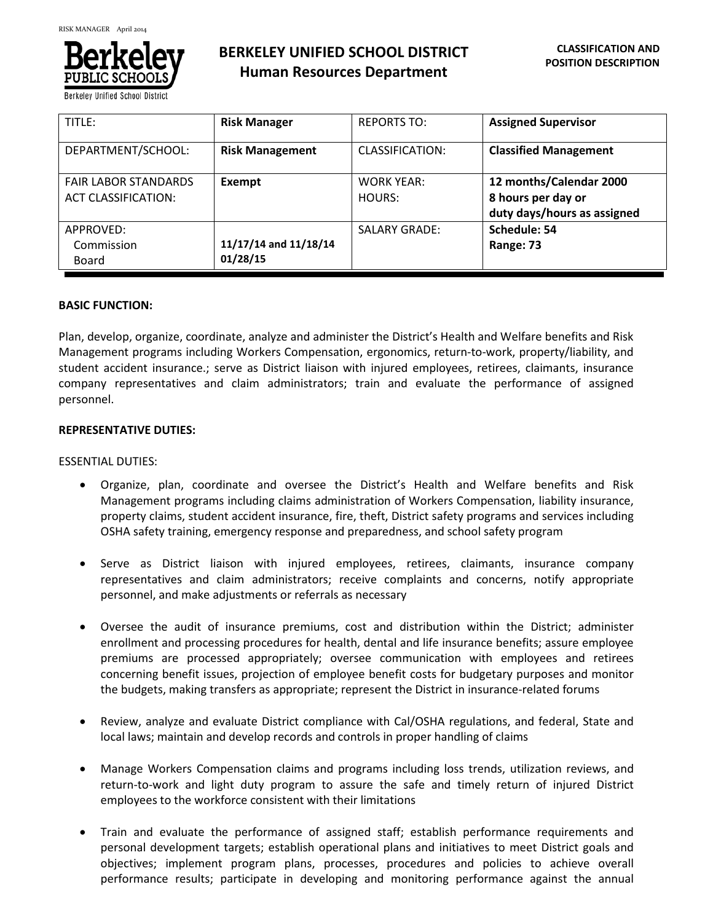# BERKELEY UNIFIED SCHOOL DISTRICT
## Human Resources Department

**CLASSIFICATION AND POSITION DESCRIPTION**

| TITLE: | **Risk Manager** | REPORTS TO: | **Assigned Supervisor** |
|---|---|---|---|
| DEPARTMENT/SCHOOL: | **Risk Management** | CLASSIFICATION: | **Classified Management** |
| FAIR LABOR STANDARDS ACT CLASSIFICATION: | **Exempt** | WORK YEAR: HOURS: | **12 months/Calendar 2000 8 hours per day or duty days/hours as assigned** |
| APPROVED: Commission Board | **11/17/14 and 11/18/14 01/28/15** | SALARY GRADE: | **Schedule: 54 Range: 73** |

**BASIC FUNCTION:**

Plan, develop, organize, coordinate, analyze and administer the District's Health and Welfare benefits and Risk Management programs including Workers Compensation, ergonomics, return-to-work, property/liability, and student accident insurance.; serve as District liaison with injured employees, retirees, claimants, insurance company representatives and claim administrators; train and evaluate the performance of assigned personnel.

**REPRESENTATIVE DUTIES:**

ESSENTIAL DUTIES:

- Organize, plan, coordinate and oversee the District's Health and Welfare benefits and Risk Management programs including claims administration of Workers Compensation, liability insurance, property claims, student accident insurance, fire, theft, District safety programs and services including OSHA safety training, emergency response and preparedness, and school safety program

- Serve as District liaison with injured employees, retirees, claimants, insurance company representatives and claim administrators; receive complaints and concerns, notify appropriate personnel, and make adjustments or referrals as necessary

- Oversee the audit of insurance premiums, cost and distribution within the District; administer enrollment and processing procedures for health, dental and life insurance benefits; assure employee premiums are processed appropriately; oversee communication with employees and retirees concerning benefit issues, projection of employee benefit costs for budgetary purposes and monitor the budgets, making transfers as appropriate; represent the District in insurance-related forums

- Review, analyze and evaluate District compliance with Cal/OSHA regulations, and federal, State and local laws; maintain and develop records and controls in proper handling of claims

- Manage Workers Compensation claims and programs including loss trends, utilization reviews, and return-to-work and light duty program to assure the safe and timely return of injured District employees to the workforce consistent with their limitations

- Train and evaluate the performance of assigned staff; establish performance requirements and personal development targets; establish operational plans and initiatives to meet District goals and objectives; implement program plans, processes, procedures and policies to achieve overall performance results; participate in developing and monitoring performance against the annual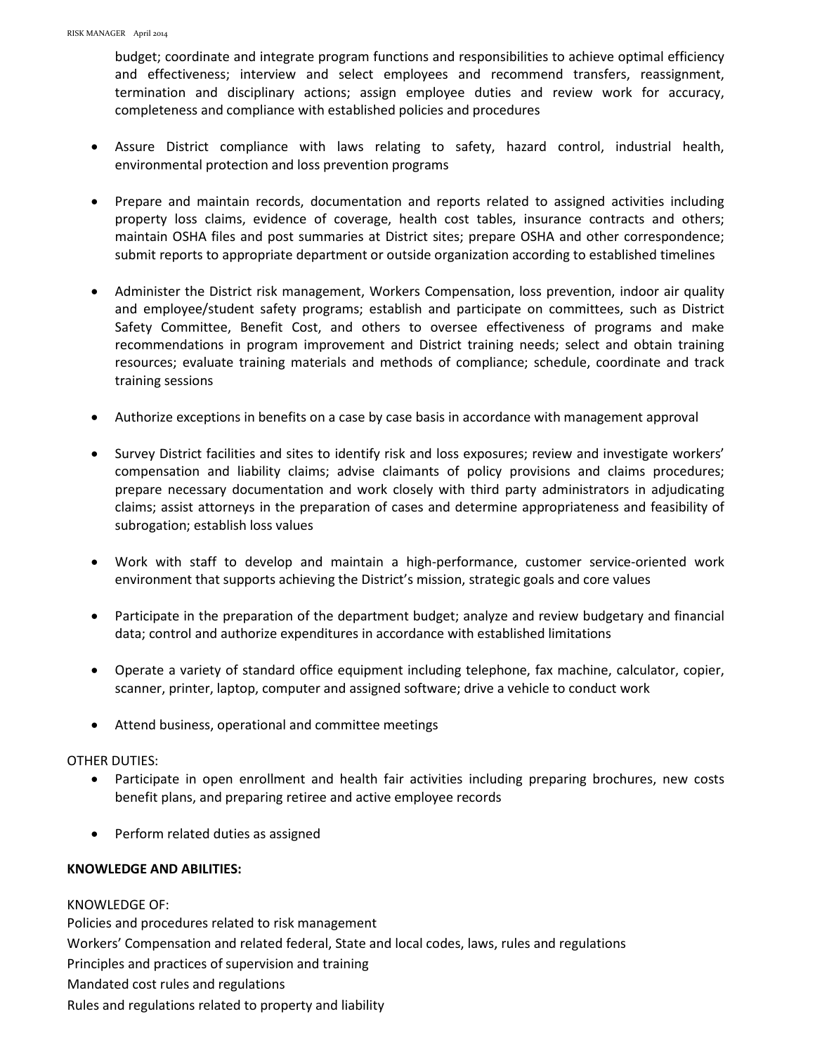budget; coordinate and integrate program functions and responsibilities to achieve optimal efficiency and effectiveness; interview and select employees and recommend transfers, reassignment, termination and disciplinary actions; assign employee duties and review work for accuracy, completeness and compliance with established policies and procedures

- Assure District compliance with laws relating to safety, hazard control, industrial health, environmental protection and loss prevention programs

- Prepare and maintain records, documentation and reports related to assigned activities including property loss claims, evidence of coverage, health cost tables, insurance contracts and others; maintain OSHA files and post summaries at District sites; prepare OSHA and other correspondence; submit reports to appropriate department or outside organization according to established timelines

- Administer the District risk management, Workers Compensation, loss prevention, indoor air quality and employee/student safety programs; establish and participate on committees, such as District Safety Committee, Benefit Cost, and others to oversee effectiveness of programs and make recommendations in program improvement and District training needs; select and obtain training resources; evaluate training materials and methods of compliance; schedule, coordinate and track training sessions

- Authorize exceptions in benefits on a case by case basis in accordance with management approval

- Survey District facilities and sites to identify risk and loss exposures; review and investigate workers' compensation and liability claims; advise claimants of policy provisions and claims procedures; prepare necessary documentation and work closely with third party administrators in adjudicating claims; assist attorneys in the preparation of cases and determine appropriateness and feasibility of subrogation; establish loss values

- Work with staff to develop and maintain a high-performance, customer service-oriented work environment that supports achieving the District's mission, strategic goals and core values

- Participate in the preparation of the department budget; analyze and review budgetary and financial data; control and authorize expenditures in accordance with established limitations

- Operate a variety of standard office equipment including telephone, fax machine, calculator, copier, scanner, printer, laptop, computer and assigned software; drive a vehicle to conduct work

- Attend business, operational and committee meetings

OTHER DUTIES:

- Participate in open enrollment and health fair activities including preparing brochures, new costs benefit plans, and preparing retiree and active employee records

- Perform related duties as assigned

**KNOWLEDGE AND ABILITIES:**

KNOWLEDGE OF:
Policies and procedures related to risk management
Workers' Compensation and related federal, State and local codes, laws, rules and regulations
Principles and practices of supervision and training
Mandated cost rules and regulations
Rules and regulations related to property and liability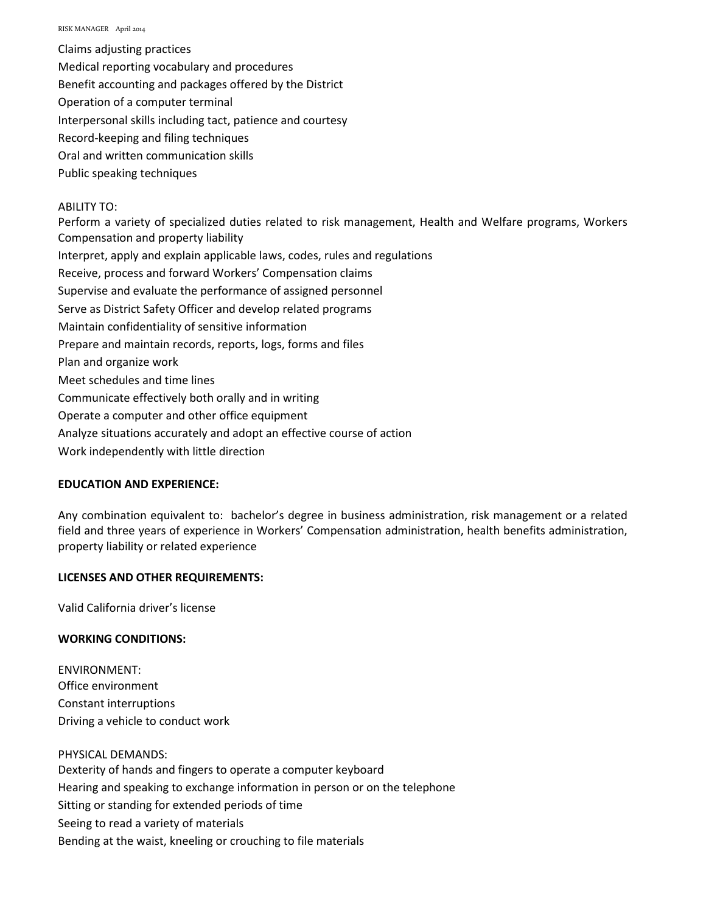Claims adjusting practices
Medical reporting vocabulary and procedures
Benefit accounting and packages offered by the District
Operation of a computer terminal
Interpersonal skills including tact, patience and courtesy
Record-keeping and filing techniques
Oral and written communication skills
Public speaking techniques

ABILITY TO:
Perform a variety of specialized duties related to risk management, Health and Welfare programs, Workers Compensation and property liability
Interpret, apply and explain applicable laws, codes, rules and regulations
Receive, process and forward Workers' Compensation claims
Supervise and evaluate the performance of assigned personnel
Serve as District Safety Officer and develop related programs
Maintain confidentiality of sensitive information
Prepare and maintain records, reports, logs, forms and files
Plan and organize work
Meet schedules and time lines
Communicate effectively both orally and in writing
Operate a computer and other office equipment
Analyze situations accurately and adopt an effective course of action
Work independently with little direction

**EDUCATION AND EXPERIENCE:**

Any combination equivalent to: bachelor's degree in business administration, risk management or a related field and three years of experience in Workers' Compensation administration, health benefits administration, property liability or related experience

**LICENSES AND OTHER REQUIREMENTS:**

Valid California driver's license

**WORKING CONDITIONS:**

ENVIRONMENT:
Office environment
Constant interruptions
Driving a vehicle to conduct work

PHYSICAL DEMANDS:
Dexterity of hands and fingers to operate a computer keyboard
Hearing and speaking to exchange information in person or on the telephone
Sitting or standing for extended periods of time
Seeing to read a variety of materials
Bending at the waist, kneeling or crouching to file materials